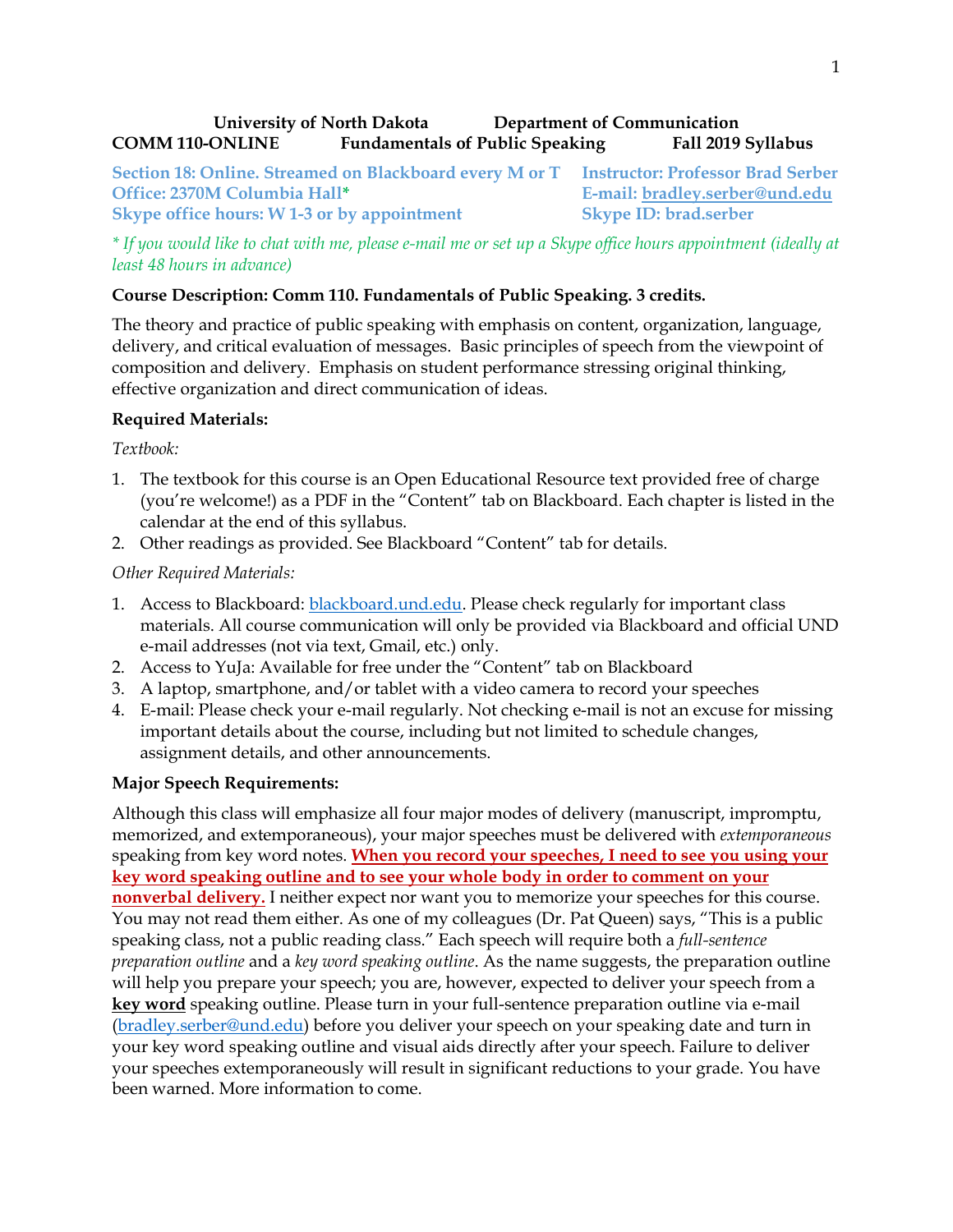**University of North Dakota Department of Communication**
**COMM 110-ONLINE Fundamentals of Public Speaking Fall 2019 Syllabus**

**Section 18: Online. Streamed on Blackboard every M or T**
**Office: 2370M Columbia Hall***
**Skype office hours: W 1-3 or by appointment**

**Instructor: Professor Brad Serber**
**E-mail: bradley.serber@und.edu**
**Skype ID: brad.serber**

*\* If you would like to chat with me, please e-mail me or set up a Skype office hours appointment (ideally at least 48 hours in advance)*

**Course Description: Comm 110. Fundamentals of Public Speaking. 3 credits.**

The theory and practice of public speaking with emphasis on content, organization, language, delivery, and critical evaluation of messages. Basic principles of speech from the viewpoint of composition and delivery. Emphasis on student performance stressing original thinking, effective organization and direct communication of ideas.

**Required Materials:**

*Textbook:*

1. The textbook for this course is an Open Educational Resource text provided free of charge (you're welcome!) as a PDF in the "Content" tab on Blackboard. Each chapter is listed in the calendar at the end of this syllabus.
2. Other readings as provided. See Blackboard "Content" tab for details.

*Other Required Materials:*

1. Access to Blackboard: blackboard.und.edu. Please check regularly for important class materials. All course communication will only be provided via Blackboard and official UND e-mail addresses (not via text, Gmail, etc.) only.
2. Access to YuJa: Available for free under the "Content" tab on Blackboard
3. A laptop, smartphone, and/or tablet with a video camera to record your speeches
4. E-mail: Please check your e-mail regularly. Not checking e-mail is not an excuse for missing important details about the course, including but not limited to schedule changes, assignment details, and other announcements.

**Major Speech Requirements:**

Although this class will emphasize all four major modes of delivery (manuscript, impromptu, memorized, and extemporaneous), your major speeches must be delivered with *extemporaneous* speaking from key word notes. **When you record your speeches, I need to see you using your key word speaking outline and to see your whole body in order to comment on your nonverbal delivery.** I neither expect nor want you to memorize your speeches for this course. You may not read them either. As one of my colleagues (Dr. Pat Queen) says, "This is a public speaking class, not a public reading class." Each speech will require both a *full-sentence preparation outline* and a *key word speaking outline*. As the name suggests, the preparation outline will help you prepare your speech; you are, however, expected to deliver your speech from a **key word** speaking outline. Please turn in your full-sentence preparation outline via e-mail (bradley.serber@und.edu) before you deliver your speech on your speaking date and turn in your key word speaking outline and visual aids directly after your speech. Failure to deliver your speeches extemporaneously will result in significant reductions to your grade. You have been warned. More information to come.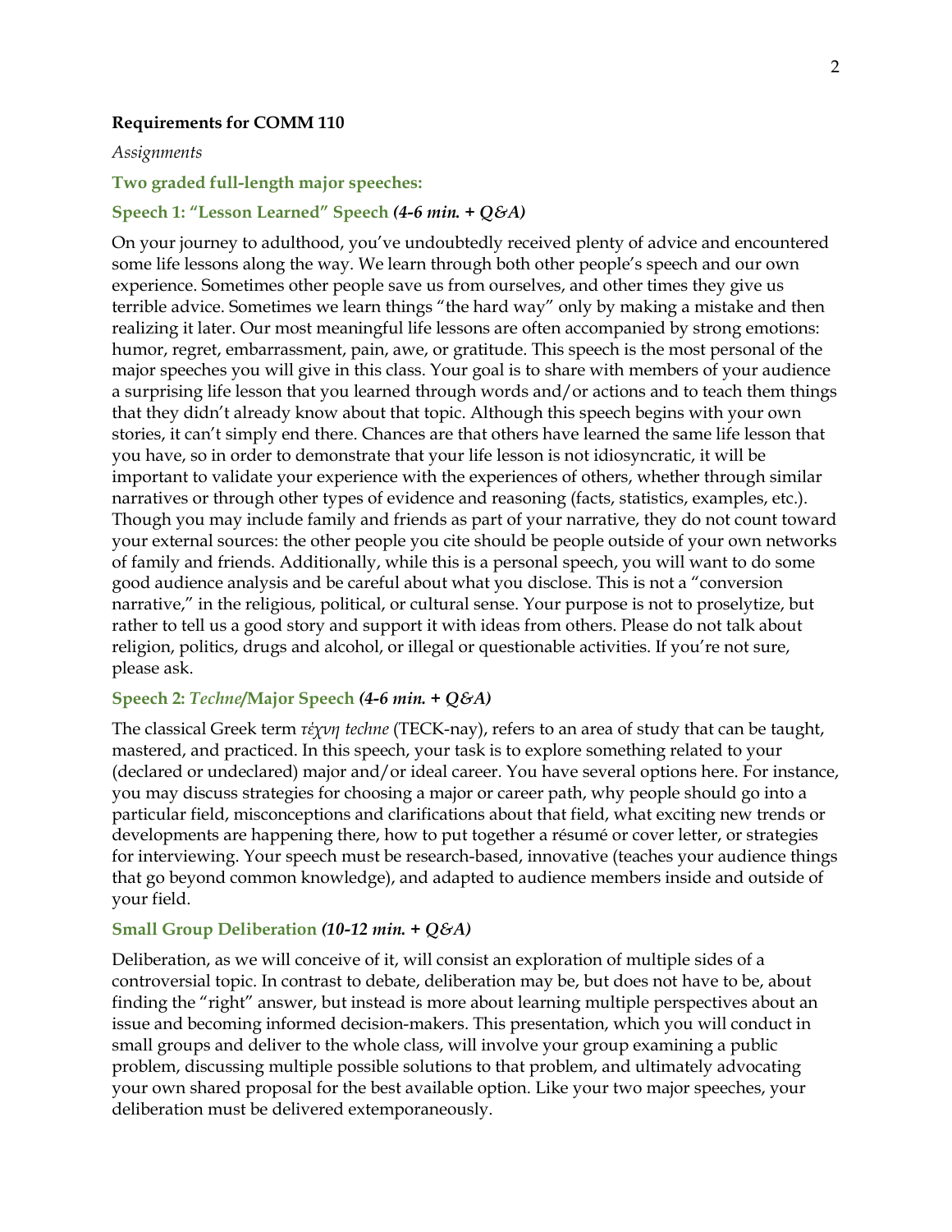**Requirements for COMM 110**

*Assignments*

**Two graded full-length major speeches:**

**Speech 1: "Lesson Learned" Speech** ***(4-6 min. + Q&A)***

On your journey to adulthood, you've undoubtedly received plenty of advice and encountered some life lessons along the way. We learn through both other people's speech and our own experience. Sometimes other people save us from ourselves, and other times they give us terrible advice. Sometimes we learn things "the hard way" only by making a mistake and then realizing it later. Our most meaningful life lessons are often accompanied by strong emotions: humor, regret, embarrassment, pain, awe, or gratitude. This speech is the most personal of the major speeches you will give in this class. Your goal is to share with members of your audience a surprising life lesson that you learned through words and/or actions and to teach them things that they didn't already know about that topic. Although this speech begins with your own stories, it can't simply end there. Chances are that others have learned the same life lesson that you have, so in order to demonstrate that your life lesson is not idiosyncratic, it will be important to validate your experience with the experiences of others, whether through similar narratives or through other types of evidence and reasoning (facts, statistics, examples, etc.). Though you may include family and friends as part of your narrative, they do not count toward your external sources: the other people you cite should be people outside of your own networks of family and friends. Additionally, while this is a personal speech, you will want to do some good audience analysis and be careful about what you disclose. This is not a "conversion narrative," in the religious, political, or cultural sense. Your purpose is not to proselytize, but rather to tell us a good story and support it with ideas from others. Please do not talk about religion, politics, drugs and alcohol, or illegal or questionable activities. If you're not sure, please ask.

**Speech 2: *Techne*/Major Speech** ***(4-6 min. + Q&A)***

The classical Greek term *τέχνη techne* (TECK-nay), refers to an area of study that can be taught, mastered, and practiced. In this speech, your task is to explore something related to your (declared or undeclared) major and/or ideal career. You have several options here. For instance, you may discuss strategies for choosing a major or career path, why people should go into a particular field, misconceptions and clarifications about that field, what exciting new trends or developments are happening there, how to put together a résumé or cover letter, or strategies for interviewing. Your speech must be research-based, innovative (teaches your audience things that go beyond common knowledge), and adapted to audience members inside and outside of your field.

**Small Group Deliberation** ***(10-12 min. + Q&A)***

Deliberation, as we will conceive of it, will consist an exploration of multiple sides of a controversial topic. In contrast to debate, deliberation may be, but does not have to be, about finding the "right" answer, but instead is more about learning multiple perspectives about an issue and becoming informed decision-makers. This presentation, which you will conduct in small groups and deliver to the whole class, will involve your group examining a public problem, discussing multiple possible solutions to that problem, and ultimately advocating your own shared proposal for the best available option. Like your two major speeches, your deliberation must be delivered extemporaneously.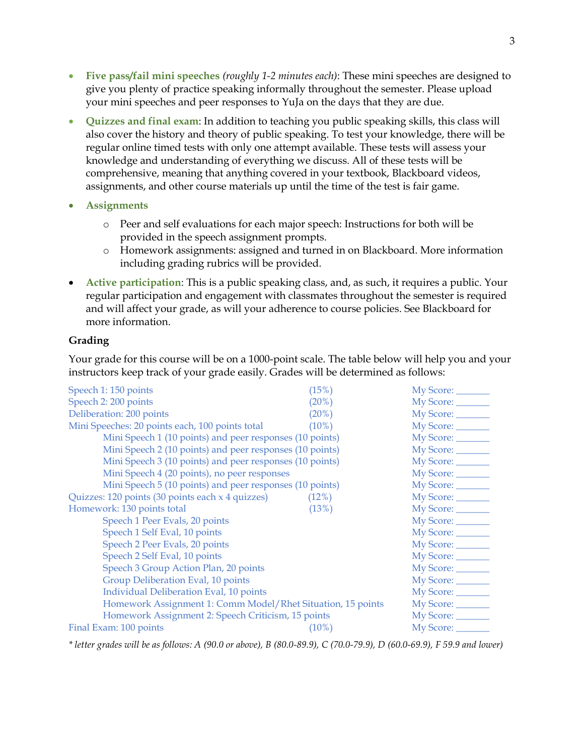- **Five pass/fail mini speeches** *(roughly 1-2 minutes each)*: These mini speeches are designed to give you plenty of practice speaking informally throughout the semester. Please upload your mini speeches and peer responses to YuJa on the days that they are due.
- **Quizzes and final exam**: In addition to teaching you public speaking skills, this class will also cover the history and theory of public speaking. To test your knowledge, there will be regular online timed tests with only one attempt available. These tests will assess your knowledge and understanding of everything we discuss. All of these tests will be comprehensive, meaning that anything covered in your textbook, Blackboard videos, assignments, and other course materials up until the time of the test is fair game.
- **Assignments**
    - Peer and self evaluations for each major speech: Instructions for both will be provided in the speech assignment prompts.
    - Homework assignments: assigned and turned in on Blackboard. More information including grading rubrics will be provided.
- **Active participation**: This is a public speaking class, and, as such, it requires a public. Your regular participation and engagement with classmates throughout the semester is required and will affect your grade, as will your adherence to course policies. See Blackboard for more information.

### Grading

Your grade for this course will be on a 1000-point scale. The table below will help you and your instructors keep track of your grade easily. Grades will be determined as follows:

| Item | Percent | My Score |
|---|---|---|
| Speech 1: 150 points | (15%) | My Score: _______ |
| Speech 2: 200 points | (20%) | My Score: _______ |
| Deliberation: 200 points | (20%) | My Score: _______ |
| Mini Speeches: 20 points each, 100 points total | (10%) | My Score: _______ |
| Mini Speech 1 (10 points) and peer responses (10 points) | | My Score: _______ |
| Mini Speech 2 (10 points) and peer responses (10 points) | | My Score: _______ |
| Mini Speech 3 (10 points) and peer responses (10 points) | | My Score: _______ |
| Mini Speech 4 (20 points), no peer responses | | My Score: _______ |
| Mini Speech 5 (10 points) and peer responses (10 points) | | My Score: _______ |
| Quizzes: 120 points (30 points each x 4 quizzes) | (12%) | My Score: _______ |
| Homework: 130 points total | (13%) | My Score: _______ |
| Speech 1 Peer Evals, 20 points | | My Score: _______ |
| Speech 1 Self Eval, 10 points | | My Score: _______ |
| Speech 2 Peer Evals, 20 points | | My Score: _______ |
| Speech 2 Self Eval, 10 points | | My Score: _______ |
| Speech 3 Group Action Plan, 20 points | | My Score: _______ |
| Group Deliberation Eval, 10 points | | My Score: _______ |
| Individual Deliberation Eval, 10 points | | My Score: _______ |
| Homework Assignment 1: Comm Model/Rhet Situation, 15 points | | My Score: _______ |
| Homework Assignment 2: Speech Criticism, 15 points | | My Score: _______ |
| Final Exam: 100 points | (10%) | My Score: _______ |

*\* letter grades will be as follows: A (90.0 or above), B (80.0-89.9), C (70.0-79.9), D (60.0-69.9), F 59.9 and lower)*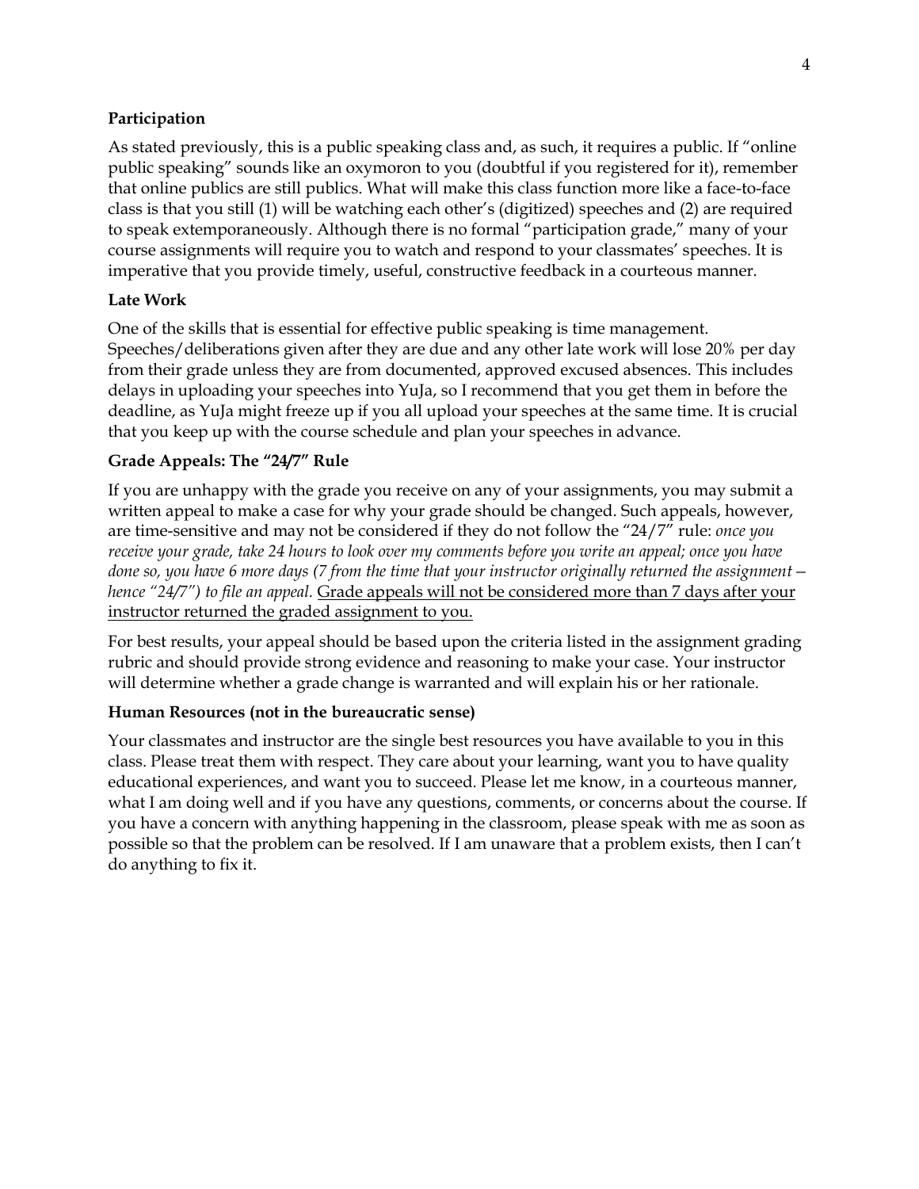**Participation**

As stated previously, this is a public speaking class and, as such, it requires a public. If "online public speaking" sounds like an oxymoron to you (doubtful if you registered for it), remember that online publics are still publics. What will make this class function more like a face-to-face class is that you still (1) will be watching each other's (digitized) speeches and (2) are required to speak extemporaneously. Although there is no formal "participation grade," many of your course assignments will require you to watch and respond to your classmates' speeches. It is imperative that you provide timely, useful, constructive feedback in a courteous manner.

**Late Work**

One of the skills that is essential for effective public speaking is time management. Speeches/deliberations given after they are due and any other late work will lose 20% per day from their grade unless they are from documented, approved excused absences. This includes delays in uploading your speeches into YuJa, so I recommend that you get them in before the deadline, as YuJa might freeze up if you all upload your speeches at the same time. It is crucial that you keep up with the course schedule and plan your speeches in advance.

**Grade Appeals: The "24/7" Rule**

If you are unhappy with the grade you receive on any of your assignments, you may submit a written appeal to make a case for why your grade should be changed. Such appeals, however, are time-sensitive and may not be considered if they do not follow the "24/7" rule: *once you receive your grade, take 24 hours to look over my comments before you write an appeal; once you have done so, you have 6 more days (7 from the time that your instructor originally returned the assignment—hence "24/7") to file an appeal.* <u>Grade appeals will not be considered more than 7 days after your instructor returned the graded assignment to you.</u>

For best results, your appeal should be based upon the criteria listed in the assignment grading rubric and should provide strong evidence and reasoning to make your case. Your instructor will determine whether a grade change is warranted and will explain his or her rationale.

**Human Resources (not in the bureaucratic sense)**

Your classmates and instructor are the single best resources you have available to you in this class. Please treat them with respect. They care about your learning, want you to have quality educational experiences, and want you to succeed. Please let me know, in a courteous manner, what I am doing well and if you have any questions, comments, or concerns about the course. If you have a concern with anything happening in the classroom, please speak with me as soon as possible so that the problem can be resolved. If I am unaware that a problem exists, then I can't do anything to fix it.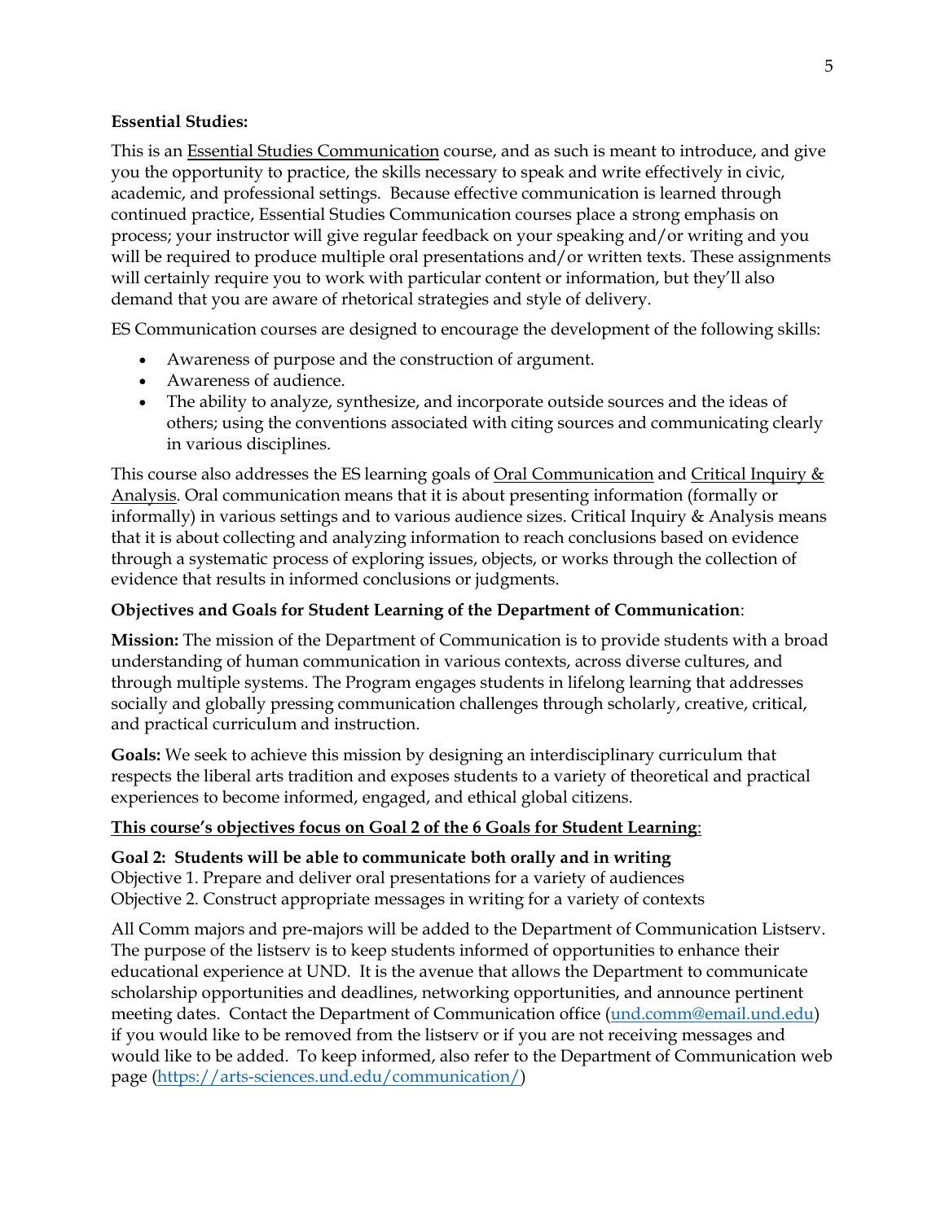**Essential Studies:**

This is an Essential Studies Communication course, and as such is meant to introduce, and give you the opportunity to practice, the skills necessary to speak and write effectively in civic, academic, and professional settings. Because effective communication is learned through continued practice, Essential Studies Communication courses place a strong emphasis on process; your instructor will give regular feedback on your speaking and/or writing and you will be required to produce multiple oral presentations and/or written texts. These assignments will certainly require you to work with particular content or information, but they'll also demand that you are aware of rhetorical strategies and style of delivery.

ES Communication courses are designed to encourage the development of the following skills:

- Awareness of purpose and the construction of argument.
- Awareness of audience.
- The ability to analyze, synthesize, and incorporate outside sources and the ideas of others; using the conventions associated with citing sources and communicating clearly in various disciplines.

This course also addresses the ES learning goals of Oral Communication and Critical Inquiry & Analysis. Oral communication means that it is about presenting information (formally or informally) in various settings and to various audience sizes. Critical Inquiry & Analysis means that it is about collecting and analyzing information to reach conclusions based on evidence through a systematic process of exploring issues, objects, or works through the collection of evidence that results in informed conclusions or judgments.

**Objectives and Goals for Student Learning of the Department of Communication**:

**Mission:** The mission of the Department of Communication is to provide students with a broad understanding of human communication in various contexts, across diverse cultures, and through multiple systems. The Program engages students in lifelong learning that addresses socially and globally pressing communication challenges through scholarly, creative, critical, and practical curriculum and instruction.

**Goals:** We seek to achieve this mission by designing an interdisciplinary curriculum that respects the liberal arts tradition and exposes students to a variety of theoretical and practical experiences to become informed, engaged, and ethical global citizens.

**This course's objectives focus on Goal 2 of the 6 Goals for Student Learning**:

**Goal 2: Students will be able to communicate both orally and in writing**
Objective 1. Prepare and deliver oral presentations for a variety of audiences
Objective 2. Construct appropriate messages in writing for a variety of contexts

All Comm majors and pre-majors will be added to the Department of Communication Listserv. The purpose of the listserv is to keep students informed of opportunities to enhance their educational experience at UND. It is the avenue that allows the Department to communicate scholarship opportunities and deadlines, networking opportunities, and announce pertinent meeting dates. Contact the Department of Communication office (und.comm@email.und.edu) if you would like to be removed from the listserv or if you are not receiving messages and would like to be added. To keep informed, also refer to the Department of Communication web page (https://arts-sciences.und.edu/communication/)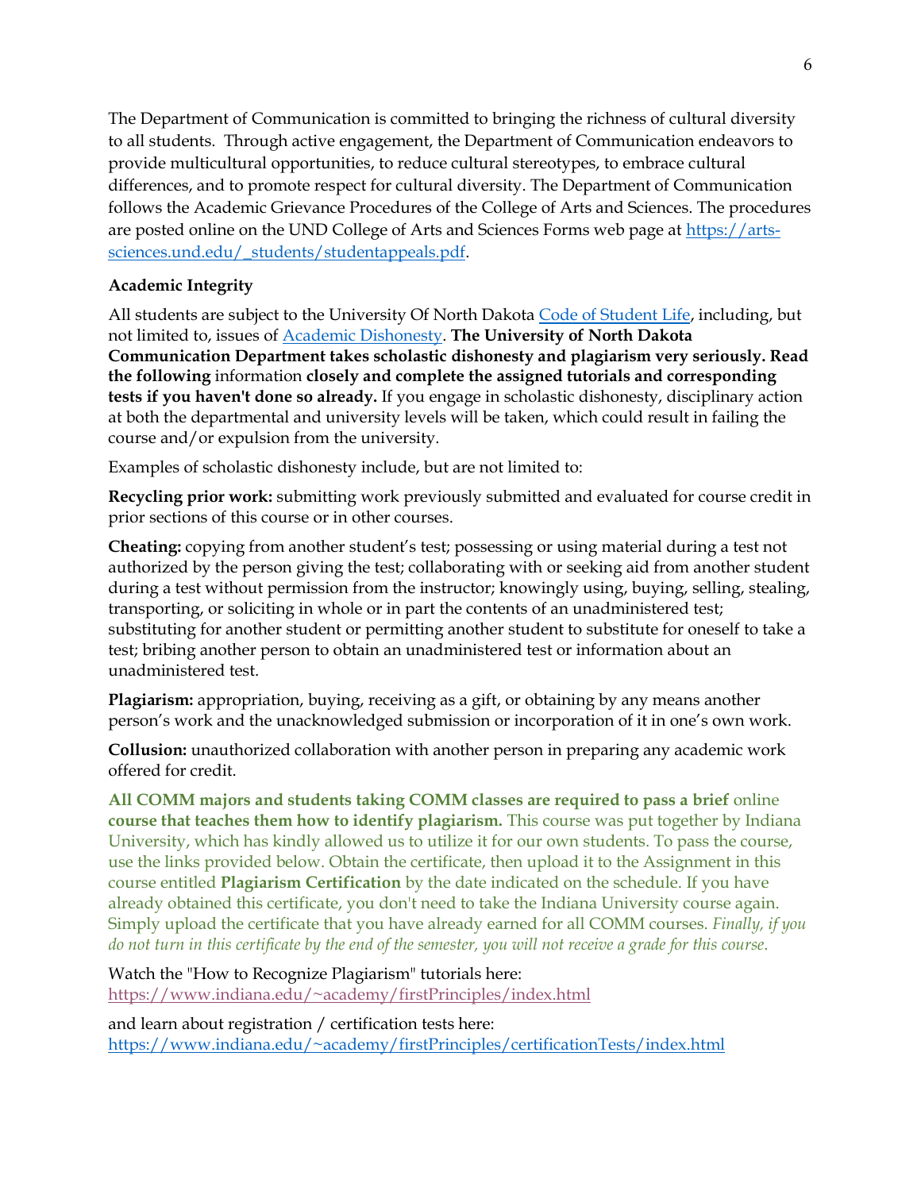The Department of Communication is committed to bringing the richness of cultural diversity to all students. Through active engagement, the Department of Communication endeavors to provide multicultural opportunities, to reduce cultural stereotypes, to embrace cultural differences, and to promote respect for cultural diversity. The Department of Communication follows the Academic Grievance Procedures of the College of Arts and Sciences. The procedures are posted online on the UND College of Arts and Sciences Forms web page at [https://arts-sciences.und.edu/_students/studentappeals.pdf](https://arts-sciences.und.edu/_students/studentappeals.pdf).

### Academic Integrity

All students are subject to the University Of North Dakota Code of Student Life, including, but not limited to, issues of Academic Dishonesty. **The University of North Dakota Communication Department takes scholastic dishonesty and plagiarism very seriously. Read the following** information **closely and complete the assigned tutorials and corresponding tests if you haven't done so already.** If you engage in scholastic dishonesty, disciplinary action at both the departmental and university levels will be taken, which could result in failing the course and/or expulsion from the university.

Examples of scholastic dishonesty include, but are not limited to:

**Recycling prior work:** submitting work previously submitted and evaluated for course credit in prior sections of this course or in other courses.

**Cheating:** copying from another student's test; possessing or using material during a test not authorized by the person giving the test; collaborating with or seeking aid from another student during a test without permission from the instructor; knowingly using, buying, selling, stealing, transporting, or soliciting in whole or in part the contents of an unadministered test; substituting for another student or permitting another student to substitute for oneself to take a test; bribing another person to obtain an unadministered test or information about an unadministered test.

**Plagiarism:** appropriation, buying, receiving as a gift, or obtaining by any means another person's work and the unacknowledged submission or incorporation of it in one's own work.

**Collusion:** unauthorized collaboration with another person in preparing any academic work offered for credit.

**All COMM majors and students taking COMM classes are required to pass a brief** online **course that teaches them how to identify plagiarism.** This course was put together by Indiana University, which has kindly allowed us to utilize it for our own students. To pass the course, use the links provided below. Obtain the certificate, then upload it to the Assignment in this course entitled **Plagiarism Certification** by the date indicated on the schedule. If you have already obtained this certificate, you don't need to take the Indiana University course again. Simply upload the certificate that you have already earned for all COMM courses. *Finally, if you do not turn in this certificate by the end of the semester, you will not receive a grade for this course.*

Watch the "How to Recognize Plagiarism" tutorials here:
[https://www.indiana.edu/~academy/firstPrinciples/index.html](https://www.indiana.edu/~academy/firstPrinciples/index.html)

and learn about registration / certification tests here:
[https://www.indiana.edu/~academy/firstPrinciples/certificationTests/index.html](https://www.indiana.edu/~academy/firstPrinciples/certificationTests/index.html)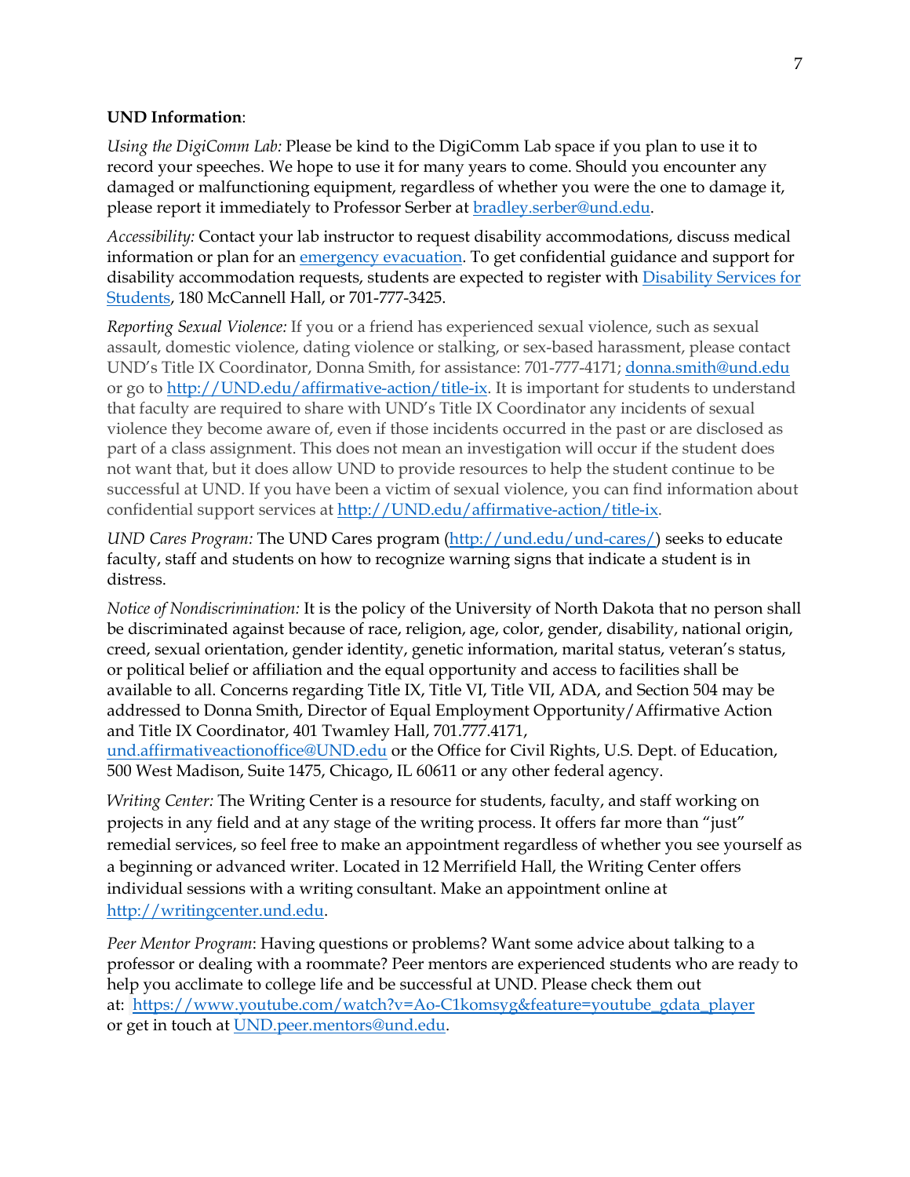**UND Information**:

*Using the DigiComm Lab:* Please be kind to the DigiComm Lab space if you plan to use it to record your speeches. We hope to use it for many years to come. Should you encounter any damaged or malfunctioning equipment, regardless of whether you were the one to damage it, please report it immediately to Professor Serber at bradley.serber@und.edu.

*Accessibility:* Contact your lab instructor to request disability accommodations, discuss medical information or plan for an emergency evacuation. To get confidential guidance and support for disability accommodation requests, students are expected to register with Disability Services for Students, 180 McCannell Hall, or 701-777-3425.

*Reporting Sexual Violence:* If you or a friend has experienced sexual violence, such as sexual assault, domestic violence, dating violence or stalking, or sex-based harassment, please contact UND's Title IX Coordinator, Donna Smith, for assistance: 701-777-4171; donna.smith@und.edu or go to http://UND.edu/affirmative-action/title-ix. It is important for students to understand that faculty are required to share with UND's Title IX Coordinator any incidents of sexual violence they become aware of, even if those incidents occurred in the past or are disclosed as part of a class assignment. This does not mean an investigation will occur if the student does not want that, but it does allow UND to provide resources to help the student continue to be successful at UND. If you have been a victim of sexual violence, you can find information about confidential support services at http://UND.edu/affirmative-action/title-ix.

*UND Cares Program:* The UND Cares program (http://und.edu/und-cares/) seeks to educate faculty, staff and students on how to recognize warning signs that indicate a student is in distress.

*Notice of Nondiscrimination:* It is the policy of the University of North Dakota that no person shall be discriminated against because of race, religion, age, color, gender, disability, national origin, creed, sexual orientation, gender identity, genetic information, marital status, veteran's status, or political belief or affiliation and the equal opportunity and access to facilities shall be available to all. Concerns regarding Title IX, Title VI, Title VII, ADA, and Section 504 may be addressed to Donna Smith, Director of Equal Employment Opportunity/Affirmative Action and Title IX Coordinator, 401 Twamley Hall, 701.777.4171, und.affirmativeactionoffice@UND.edu or the Office for Civil Rights, U.S. Dept. of Education, 500 West Madison, Suite 1475, Chicago, IL 60611 or any other federal agency.

*Writing Center:* The Writing Center is a resource for students, faculty, and staff working on projects in any field and at any stage of the writing process. It offers far more than "just" remedial services, so feel free to make an appointment regardless of whether you see yourself as a beginning or advanced writer. Located in 12 Merrifield Hall, the Writing Center offers individual sessions with a writing consultant. Make an appointment online at http://writingcenter.und.edu.

*Peer Mentor Program*: Having questions or problems? Want some advice about talking to a professor or dealing with a roommate? Peer mentors are experienced students who are ready to help you acclimate to college life and be successful at UND. Please check them out at: https://www.youtube.com/watch?v=Ao-C1komsyg&feature=youtube_gdata_player or get in touch at UND.peer.mentors@und.edu.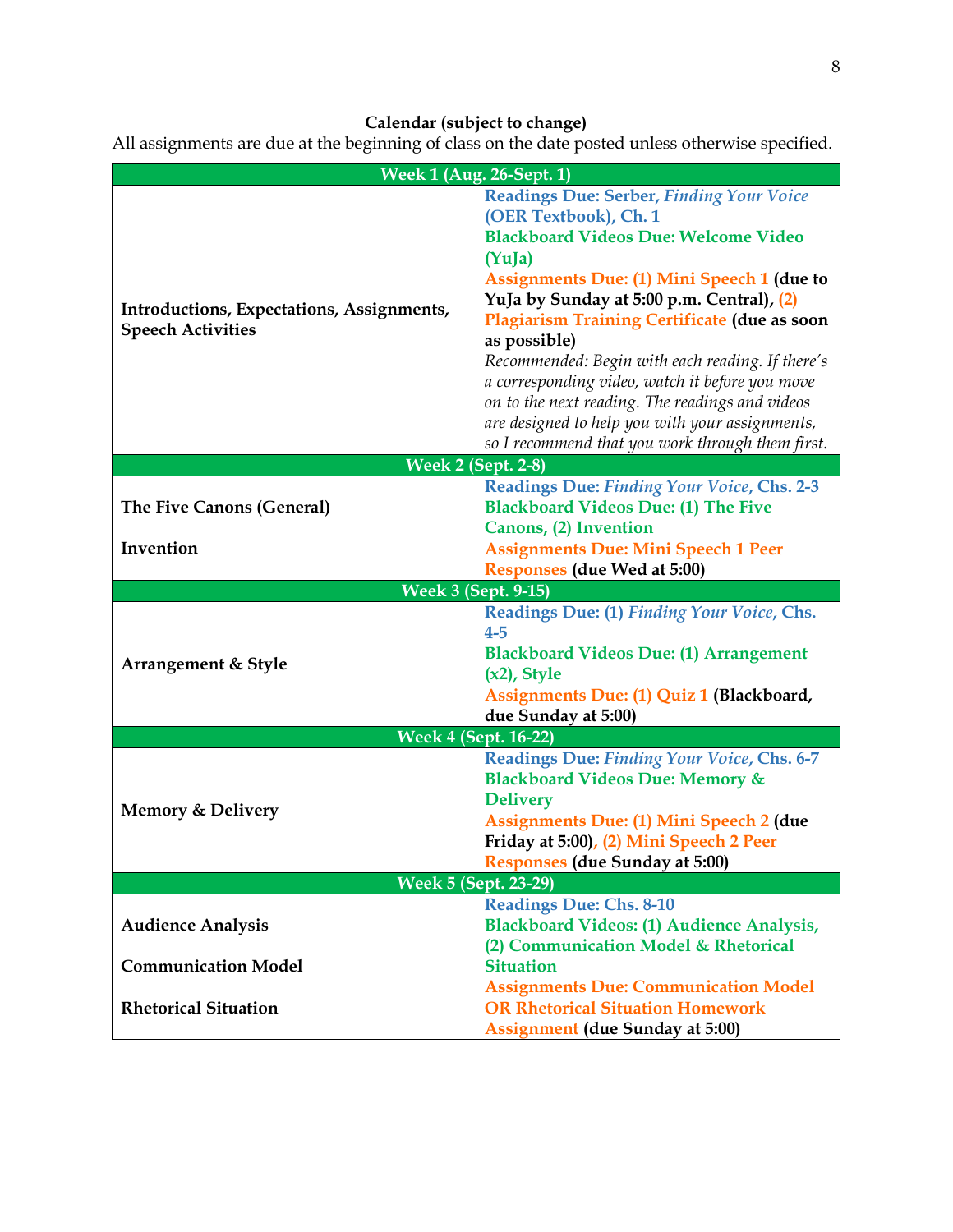**Calendar (subject to change)**

All assignments are due at the beginning of class on the date posted unless otherwise specified.

| Topic | Due |
|---|---|
| **Week 1 (Aug. 26-Sept. 1)** | |
| **Introductions, Expectations, Assignments, Speech Activities** | **Readings Due: Serber, *Finding Your Voice* (OER Textbook), Ch. 1**<br>**Blackboard Videos Due: Welcome Video (YuJa)**<br>**Assignments Due: (1) Mini Speech 1 (due to YuJa by Sunday at 5:00 p.m. Central), (2) Plagiarism Training Certificate (due as soon as possible)**<br>*Recommended: Begin with each reading. If there's a corresponding video, watch it before you move on to the next reading. The readings and videos are designed to help you with your assignments, so I recommend that you work through them first.* |
| **Week 2 (Sept. 2-8)** | |
| **The Five Canons (General)**<br><br>**Invention** | **Readings Due: *Finding Your Voice*, Chs. 2-3**<br>**Blackboard Videos Due: (1) The Five Canons, (2) Invention**<br>**Assignments Due: Mini Speech 1 Peer Responses (due Wed at 5:00)** |
| **Week 3 (Sept. 9-15)** | |
| **Arrangement & Style** | **Readings Due: (1) *Finding Your Voice*, Chs. 4-5**<br>**Blackboard Videos Due: (1) Arrangement (x2), Style**<br>**Assignments Due: (1) Quiz 1 (Blackboard, due Sunday at 5:00)** |
| **Week 4 (Sept. 16-22)** | |
| **Memory & Delivery** | **Readings Due: *Finding Your Voice*, Chs. 6-7**<br>**Blackboard Videos Due: Memory & Delivery**<br>**Assignments Due: (1) Mini Speech 2 (due Friday at 5:00), (2) Mini Speech 2 Peer Responses (due Sunday at 5:00)** |
| **Week 5 (Sept. 23-29)** | |
| **Audience Analysis**<br><br>**Communication Model**<br><br>**Rhetorical Situation** | **Readings Due: Chs. 8-10**<br>**Blackboard Videos: (1) Audience Analysis, (2) Communication Model & Rhetorical Situation**<br>**Assignments Due: Communication Model OR Rhetorical Situation Homework Assignment (due Sunday at 5:00)** |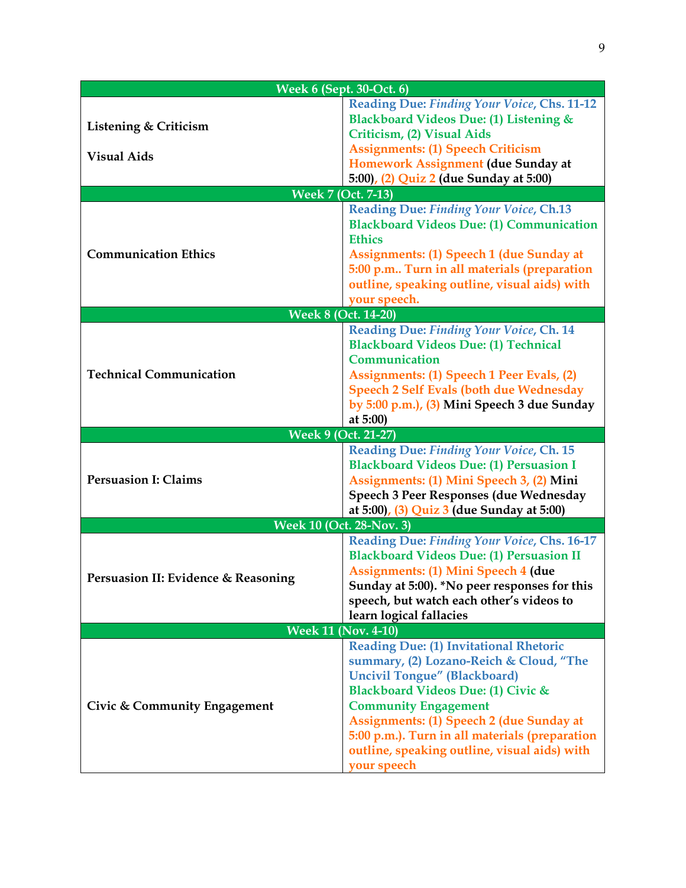| Week 6 (Sept. 30-Oct. 6) | |
|---|---|
| **Listening & Criticism**<br><br>**Visual Aids** | **Reading Due:** ***Finding Your Voice*****, Chs. 11-12**<br>**Blackboard Videos Due: (1) Listening & Criticism, (2) Visual Aids**<br>**Assignments: (1) Speech Criticism Homework Assignment (due Sunday at 5:00), (2) Quiz 2 (due Sunday at 5:00)** |
| **Week 7 (Oct. 7-13)** | |
| **Communication Ethics** | **Reading Due:** ***Finding Your Voice*****, Ch.13**<br>**Blackboard Videos Due: (1) Communication Ethics**<br>**Assignments: (1) Speech 1 (due Sunday at 5:00 p.m.. Turn in all materials (preparation outline, speaking outline, visual aids) with your speech.** |
| **Week 8 (Oct. 14-20)** | |
| **Technical Communication** | **Reading Due:** ***Finding Your Voice*****, Ch. 14**<br>**Blackboard Videos Due: (1) Technical Communication**<br>**Assignments: (1) Speech 1 Peer Evals, (2) Speech 2 Self Evals (both due Wednesday by 5:00 p.m.), (3) Mini Speech 3 due Sunday at 5:00)** |
| **Week 9 (Oct. 21-27)** | |
| **Persuasion I: Claims** | **Reading Due:** ***Finding Your Voice*****, Ch. 15**<br>**Blackboard Videos Due: (1) Persuasion I**<br>**Assignments: (1) Mini Speech 3, (2) Mini Speech 3 Peer Responses (due Wednesday at 5:00), (3) Quiz 3 (due Sunday at 5:00)** |
| **Week 10 (Oct. 28-Nov. 3)** | |
| **Persuasion II: Evidence & Reasoning** | **Reading Due:** ***Finding Your Voice*****, Chs. 16-17**<br>**Blackboard Videos Due: (1) Persuasion II**<br>**Assignments: (1) Mini Speech 4 (due Sunday at 5:00). *No peer responses for this speech, but watch each other's videos to learn logical fallacies** |
| **Week 11 (Nov. 4-10)** | |
| **Civic & Community Engagement** | **Reading Due: (1) Invitational Rhetoric summary, (2) Lozano-Reich & Cloud, "The Uncivil Tongue" (Blackboard)**<br>**Blackboard Videos Due: (1) Civic & Community Engagement**<br>**Assignments: (1) Speech 2 (due Sunday at 5:00 p.m.). Turn in all materials (preparation outline, speaking outline, visual aids) with your speech** |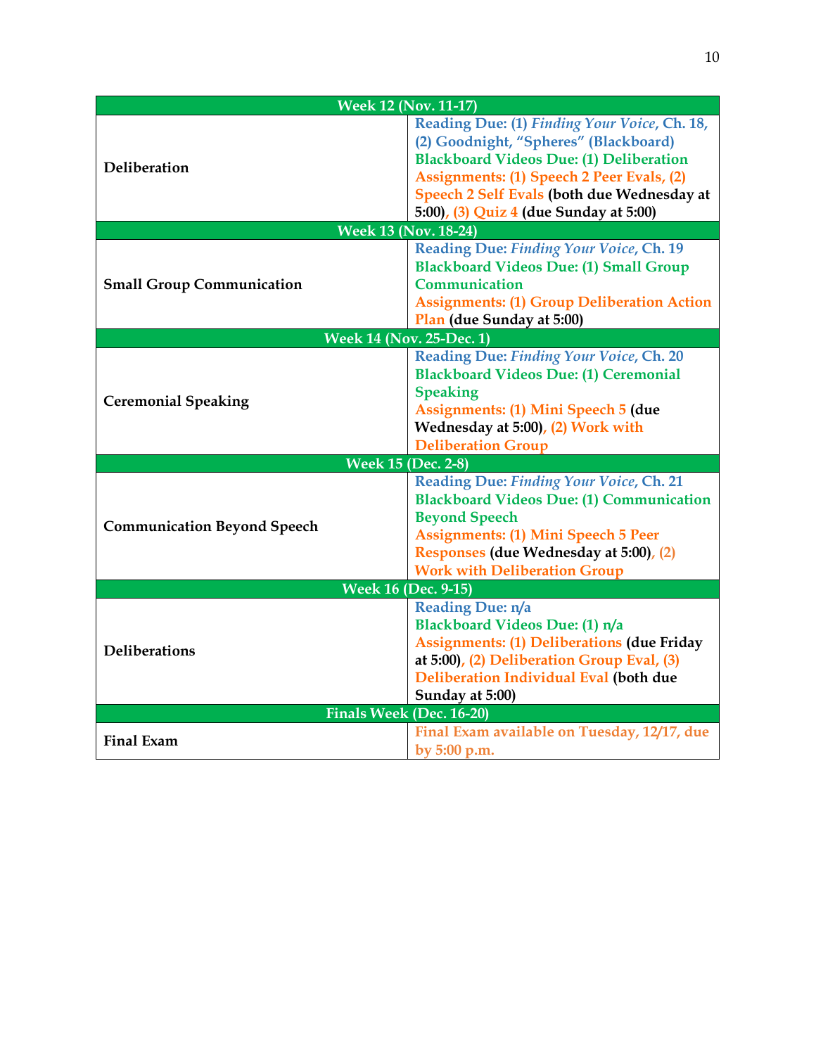| | |
|---|---|
| **Week 12 (Nov. 11-17)** | |
| **Deliberation** | **Reading Due: (1) *Finding Your Voice*, Ch. 18, (2) Goodnight, "Spheres" (Blackboard)**<br>**Blackboard Videos Due: (1) Deliberation**<br>**Assignments: (1) Speech 2 Peer Evals, (2) Speech 2 Self Evals (both due Wednesday at 5:00), (3) Quiz 4 (due Sunday at 5:00)** |
| **Week 13 (Nov. 18-24)** | |
| **Small Group Communication** | **Reading Due: *Finding Your Voice*, Ch. 19**<br>**Blackboard Videos Due: (1) Small Group Communication**<br>**Assignments: (1) Group Deliberation Action Plan (due Sunday at 5:00)** |
| **Week 14 (Nov. 25-Dec. 1)** | |
| **Ceremonial Speaking** | **Reading Due: *Finding Your Voice*, Ch. 20**<br>**Blackboard Videos Due: (1) Ceremonial Speaking**<br>**Assignments: (1) Mini Speech 5 (due Wednesday at 5:00), (2) Work with Deliberation Group** |
| **Week 15 (Dec. 2-8)** | |
| **Communication Beyond Speech** | **Reading Due: *Finding Your Voice*, Ch. 21**<br>**Blackboard Videos Due: (1) Communication Beyond Speech**<br>**Assignments: (1) Mini Speech 5 Peer Responses (due Wednesday at 5:00), (2) Work with Deliberation Group** |
| **Week 16 (Dec. 9-15)** | |
| **Deliberations** | **Reading Due: n/a**<br>**Blackboard Videos Due: (1) n/a**<br>**Assignments: (1) Deliberations (due Friday at 5:00), (2) Deliberation Group Eval, (3) Deliberation Individual Eval (both due Sunday at 5:00)** |
| **Finals Week (Dec. 16-20)** | |
| **Final Exam** | **Final Exam available on Tuesday, 12/17, due by 5:00 p.m.** |